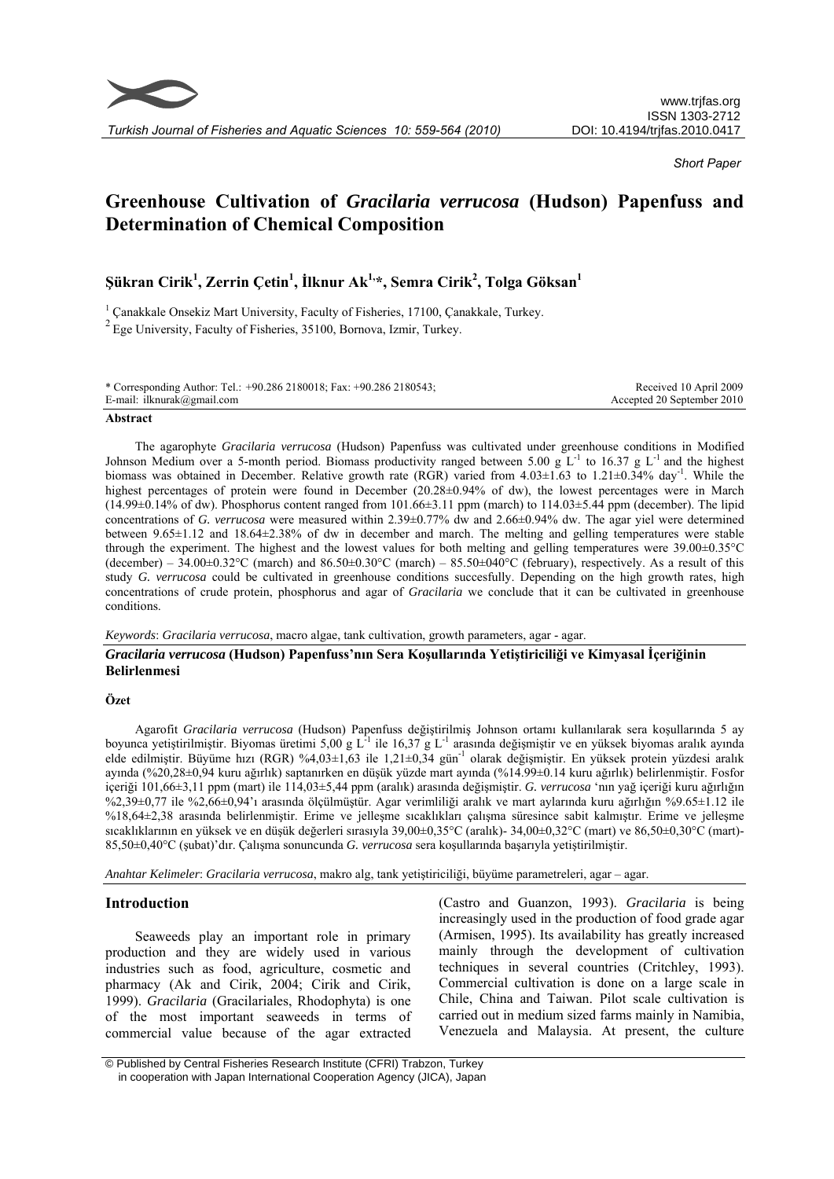*Short Paper*

# Greenhouse Cultivation of *Gracilaria verrucosa* (Hudson) Papenfuss and Determination of Chemical Composition

**Şükran Cirik[1], Zerrin Çetin[1], İlknur Ak[1,*], Semra Cirik[2], Tolga Göksan[1]**

[1] Çanakkale Onsekiz Mart University, Faculty of Fisheries, 17100, Çanakkale, Turkey.

[2] Ege University, Faculty of Fisheries, 35100, Bornova, Izmir, Turkey.

\* Corresponding Author: Tel.: +90.286 2180018; Fax: +90.286 2180543;
E-mail: ilknurak@gmail.com

Received 10 April 2009
Accepted 20 September 2010

**Abstract**

The agarophyte *Gracilaria verrucosa* (Hudson) Papenfuss was cultivated under greenhouse conditions in Modified Johnson Medium over a 5-month period. Biomass productivity ranged between 5.00 g $L^{-1}$ to 16.37 g $L^{-1}$ and the highest biomass was obtained in December. Relative growth rate (RGR) varied from 4.03±1.63 to 1.21±0.34% $day^{-1}$. While the highest percentages of protein were found in December (20.28±0.94% of dw), the lowest percentages were in March (14.99±0.14% of dw). Phosphorus content ranged from 101.66±3.11 ppm (march) to 114.03±5.44 ppm (december). The lipid concentrations of *G. verrucosa* were measured within 2.39±0.77% dw and 2.66±0.94% dw. The agar yiel were determined between 9.65±1.12 and 18.64±2.38% of dw in december and march. The melting and gelling temperatures were stable through the experiment. The highest and the lowest values for both melting and gelling temperatures were 39.00±0.35°C (december) – 34.00±0.32°C (march) and 86.50±0.30°C (march) – 85.50±040°C (february), respectively. As a result of this study *G. verrucosa* could be cultivated in greenhouse conditions succesfully. Depending on the high growth rates, high concentrations of crude protein, phosphorus and agar of *Gracilaria* we conclude that it can be cultivated in greenhouse conditions.

*Keywords*: *Gracilaria verrucosa*, macro algae, tank cultivation, growth parameters, agar - agar.

***Gracilaria verrucosa* (Hudson) Papenfuss'nın Sera Koşullarında Yetiştiriciliği ve Kimyasal İçeriğinin Belirlenmesi**

**Özet**

Agarofit *Gracilaria verrucosa* (Hudson) Papenfuss değiştirilmiş Johnson ortamı kullanılarak sera koşullarında 5 ay boyunca yetiştirilmiştir. Biyomas üretimi 5,00 g $L^{-1}$ ile 16,37 g $L^{-1}$ arasında değişmiştir ve en yüksek biyomas aralık ayında elde edilmiştir. Büyüme hızı (RGR) %4,03±1,63 ile 1,21±0,34 $gün^{-1}$ olarak değişmiştir. En yüksek protein yüzdesi aralık ayında (%20,28±0,94 kuru ağırlık) saptanırken en düşük yüzde mart ayında (%14.99±0.14 kuru ağırlık) belirlenmiştir. Fosfor içeriği 101,66±3,11 ppm (mart) ile 114,03±5,44 ppm (aralık) arasında değişmiştir. *G. verrucosa* 'nın yağ içeriği kuru ağırlığın %2,39±0,77 ile %2,66±0,94'ı arasında ölçülmüştür. Agar verimliliği aralık ve mart aylarında kuru ağırlığın %9.65±1.12 ile %18,64±2,38 arasında belirlenmiştir. Erime ve jelleşme sıcaklıkları çalışma süresince sabit kalmıştır. Erime ve jelleşme sıcaklıklarının en yüksek ve en düşük değerleri sırasıyla 39,00±0,35°C (aralık)- 34,00±0,32°C (mart) ve 86,50±0,30°C (mart)- 85,50±0,40°C (şubat)'dır. Çalışma sonuncunda *G. verrucosa* sera koşullarında başarıyla yetiştirilmiştir.

*Anahtar Kelimeler*: *Gracilaria verrucosa*, makro alg, tank yetiştiriciliği, büyüme parametreleri, agar – agar.

## Introduction

Seaweeds play an important role in primary production and they are widely used in various industries such as food, agriculture, cosmetic and pharmacy (Ak and Cirik, 2004; Cirik and Cirik, 1999). *Gracilaria* (Gracilariales, Rhodophyta) is one of the most important seaweeds in terms of commercial value because of the agar extracted (Castro and Guanzon, 1993). *Gracilaria* is being increasingly used in the production of food grade agar (Armisen, 1995). Its availability has greatly increased mainly through the development of cultivation techniques in several countries (Critchley, 1993). Commercial cultivation is done on a large scale in Chile, China and Taiwan. Pilot scale cultivation is carried out in medium sized farms mainly in Namibia, Venezuela and Malaysia. At present, the culture

© Published by Central Fisheries Research Institute (CFRI) Trabzon, Turkey
in cooperation with Japan International Cooperation Agency (JICA), Japan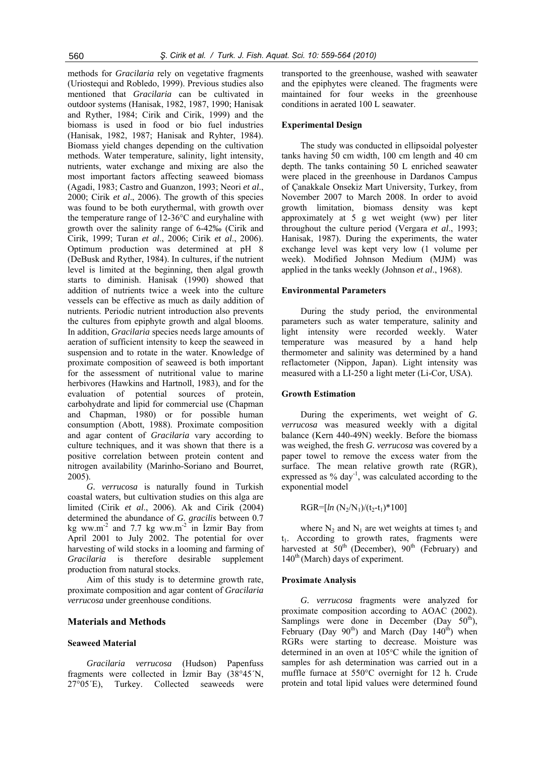methods for *Gracilaria* rely on vegetative fragments (Uriostequi and Robledo, 1999). Previous studies also mentioned that *Gracilaria* can be cultivated in outdoor systems (Hanisak, 1982, 1987, 1990; Hanisak and Ryther, 1984; Cirik and Cirik, 1999) and the biomass is used in food or bio fuel industries (Hanisak, 1982, 1987; Hanisak and Ryhter, 1984). Biomass yield changes depending on the cultivation methods. Water temperature, salinity, light intensity, nutrients, water exchange and mixing are also the most important factors affecting seaweed biomass (Agadi, 1983; Castro and Guanzon, 1993; Neori *et al*., 2000; Cirik *et al*., 2006). The growth of this species was found to be both eurythermal, with growth over the temperature range of 12-36°C and euryhaline with growth over the salinity range of 6-42‰ (Cirik and Cirik, 1999; Turan *et al*., 2006; Cirik *et al*., 2006). Optimum production was determined at pH 8 (DeBusk and Ryther, 1984). In cultures, if the nutrient level is limited at the beginning, then algal growth starts to diminish. Hanisak (1990) showed that addition of nutrients twice a week into the culture vessels can be effective as much as daily addition of nutrients. Periodic nutrient introduction also prevents the cultures from epiphyte growth and algal blooms. In addition, *Gracilaria* species needs large amounts of aeration of sufficient intensity to keep the seaweed in suspension and to rotate in the water. Knowledge of proximate composition of seaweed is both important for the assessment of nutritional value to marine herbivores (Hawkins and Hartnoll, 1983), and for the evaluation of potential sources of protein, carbohydrate and lipid for commercial use (Chapman and Chapman, 1980) or for possible human consumption (Abott, 1988). Proximate composition and agar content of *Gracilaria* vary according to culture techniques, and it was shown that there is a positive correlation between protein content and nitrogen availability (Marinho-Soriano and Bourret, 2005).

*G. verrucosa* is naturally found in Turkish coastal waters, but cultivation studies on this alga are limited (Cirik *et al*., 2006). Ak and Cirik (2004) determined the abundance of *G. gracilis* between 0.7 kg ww.m$^{-2}$ and 7.7 kg ww.m$^{-2}$ in İzmir Bay from April 2001 to July 2002. The potential for over harvesting of wild stocks in a looming and farming of *Gracilaria* is therefore desirable supplement production from natural stocks.

Aim of this study is to determine growth rate, proximate composition and agar content of *Gracilaria verrucosa* under greenhouse conditions.

## Materials and Methods

### Seaweed Material

*Gracilaria verrucosa* (Hudson) Papenfuss fragments were collected in İzmir Bay (38°45´N, 27°05´E), Turkey. Collected seaweeds were transported to the greenhouse, washed with seawater and the epiphytes were cleaned. The fragments were maintained for four weeks in the greenhouse conditions in aerated 100 L seawater.

### Experimental Design

The study was conducted in ellipsoidal polyester tanks having 50 cm width, 100 cm length and 40 cm depth. The tanks containing 50 L enriched seawater were placed in the greenhouse in Dardanos Campus of Çanakkale Onsekiz Mart University, Turkey, from November 2007 to March 2008. In order to avoid growth limitation, biomass density was kept approximately at 5 g wet weight (ww) per liter throughout the culture period (Vergara *et al*., 1993; Hanisak, 1987). During the experiments, the water exchange level was kept very low (1 volume per week). Modified Johnson Medium (MJM) was applied in the tanks weekly (Johnson *et al*., 1968).

### Environmental Parameters

During the study period, the environmental parameters such as water temperature, salinity and light intensity were recorded weekly. Water temperature was measured by a hand help thermometer and salinity was determined by a hand reflactometer (Nippon, Japan). Light intensity was measured with a LI-250 a light meter (Li-Cor, USA).

### Growth Estimation

During the experiments, wet weight of *G. verrucosa* was measured weekly with a digital balance (Kern 440-49N) weekly. Before the biomass was weighed, the fresh *G. verrucosa* was covered by a paper towel to remove the excess water from the surface. The mean relative growth rate (RGR), expressed as % day$^{-1}$, was calculated according to the exponential model

$$RGR=[ln\,(N_2/N_1)/(t_2-t_1)*100]$$

where $N_2$ and $N_1$ are wet weights at times $t_2$ and $t_1$. According to growth rates, fragments were harvested at 50$^{th}$ (December), 90$^{th}$ (February) and 140$^{th}$ (March) days of experiment.

### Proximate Analysis

*G. verrucosa* fragments were analyzed for proximate composition according to AOAC (2002). Samplings were done in December (Day 50$^{th}$), February (Day 90$^{th}$) and March (Day 140$^{th}$) when RGRs were starting to decrease. Moisture was determined in an oven at 105°C while the ignition of samples for ash determination was carried out in a muffle furnace at 550°C overnight for 12 h. Crude protein and total lipid values were determined found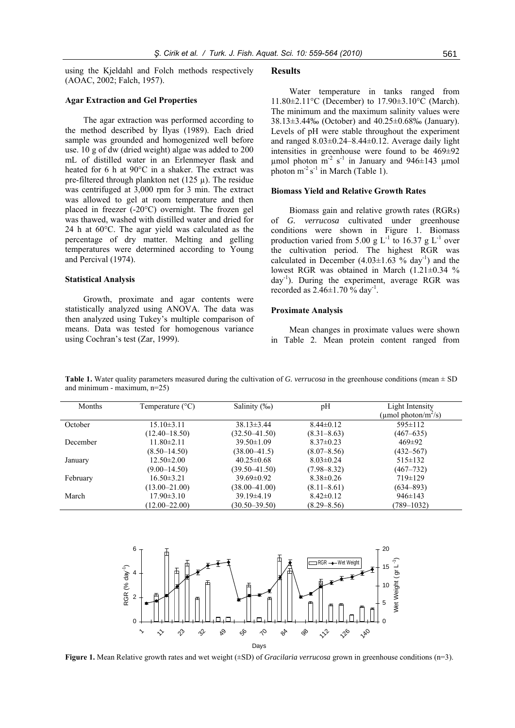using the Kjeldahl and Folch methods respectively (AOAC, 2002; Falch, 1957).

### Agar Extraction and Gel Properties

The agar extraction was performed according to the method described by İlyas (1989). Each dried sample was grounded and homogenized well before use. 10 g of dw (dried weight) algae was added to 200 mL of distilled water in an Erlenmeyer flask and heated for 6 h at 90°C in a shaker. The extract was pre-filtered through plankton net (125 μ). The residue was centrifuged at 3,000 rpm for 3 min. The extract was allowed to gel at room temperature and then placed in freezer (-20°C) overnight. The frozen gel was thawed, washed with distilled water and dried for 24 h at 60°C. The agar yield was calculated as the percentage of dry matter. Melting and gelling temperatures were determined according to Young and Percival (1974).

### Statistical Analysis

Growth, proximate and agar contents were statistically analyzed using ANOVA. The data was then analyzed using Tukey's multiple comparison of means. Data was tested for homogenous variance using Cochran's test (Zar, 1999).

## Results

Water temperature in tanks ranged from 11.80±2.11°C (December) to 17.90±3.10°C (March). The minimum and the maximum salinity values were 38.13±3.44‰ (October) and 40.25±0.68‰ (January). Levels of pH were stable throughout the experiment and ranged 8.03±0.24–8.44±0.12. Average daily light intensities in greenhouse were found to be 469±92 µmol photon $m^{-2}$ $s^{-1}$ in January and 946±143 µmol photon $m^{-2}$ $s^{-1}$ in March (Table 1).

### Biomass Yield and Relative Growth Rates

Biomass gain and relative growth rates (RGRs) of *G. verrucosa* cultivated under greenhouse conditions were shown in Figure 1. Biomass production varied from 5.00 g $L^{-1}$ to 16.37 g $L^{-1}$ over the cultivation period. The highest RGR was calculated in December (4.03±1.63 % $day^{-1}$) and the lowest RGR was obtained in March (1.21±0.34 % $day^{-1}$). During the experiment, average RGR was recorded as 2.46±1.70 % $day^{-1}$.

### Proximate Analysis

Mean changes in proximate values were shown in Table 2. Mean protein content ranged from

**Table 1.** Water quality parameters measured during the cultivation of *G. verrucosa* in the greenhouse conditions (mean ± SD and minimum - maximum, n=25)

| Months | Temperature (°C) | Salinity (‰) | pH | Light Intensity (µmol photon/$m^2$/s) |
|---|---|---|---|---|
| October | 15.10±3.11 | 38.13±3.44 | 8.44±0.12 | 595±112 |
| | (12.40–18.50) | (32.50–41.50) | (8.31–8.63) | (467–635) |
| December | 11.80±2.11 | 39.50±1.09 | 8.37±0.23 | 469±92 |
| | (8.50–14.50) | (38.00–41.5) | (8.07–8.56) | (432–567) |
| January | 12.50±2.00 | 40.25±0.68 | 8.03±0.24 | 515±132 |
| | (9.00–14.50) | (39.50–41.50) | (7.98–8.32) | (467–732) |
| February | 16.50±3.21 | 39.69±0.92 | 8.38±0.26 | 719±129 |
| | (13.00–21.00) | (38.00–41.00) | (8.11–8.61) | (634–893) |
| March | 17.90±3.10 | 39.19±4.19 | 8.42±0.12 | 946±143 |
| | (12.00–22.00) | (30.50–39.50) | (8.29–8.56) | (789–1032) |

**Figure 1.** Mean Relative growth rates and wet weight (±SD) of *Gracilaria verrucosa* grown in greenhouse conditions (n=3).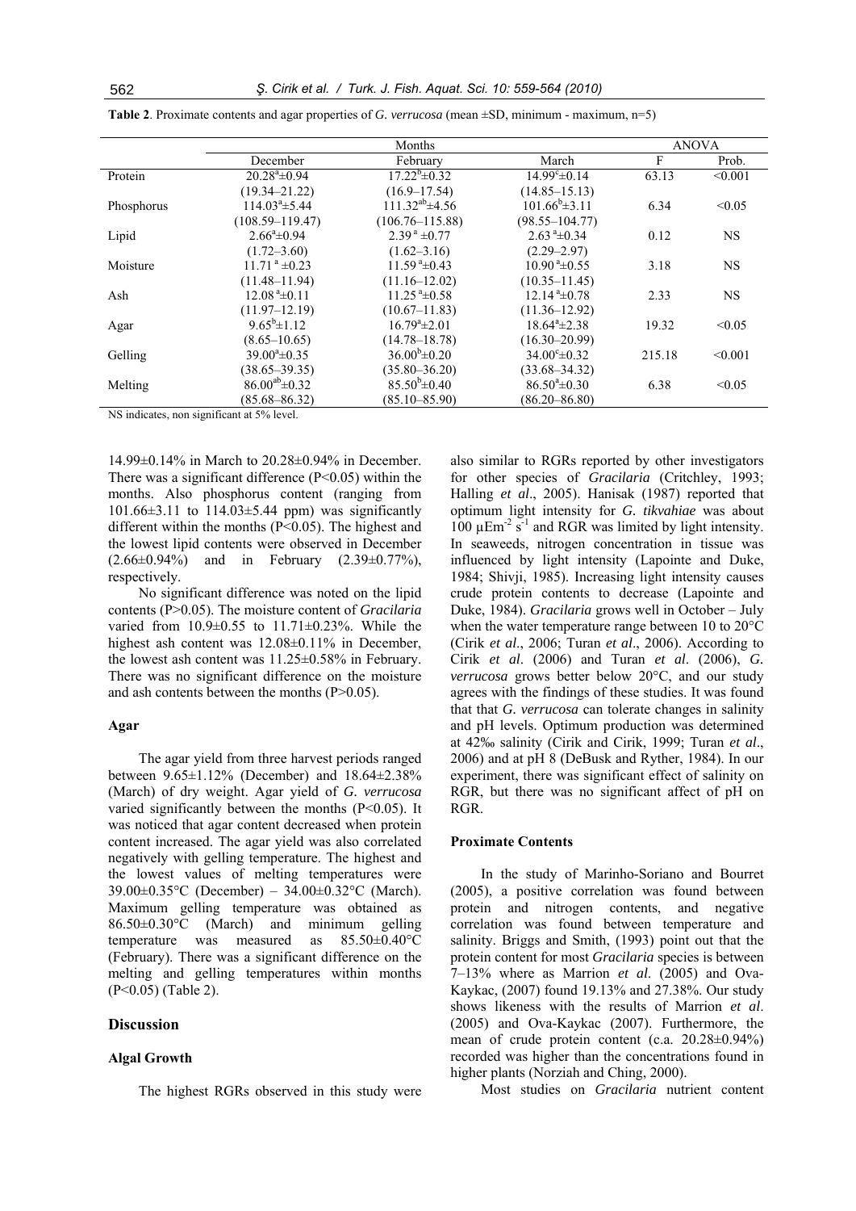**Table 2**. Proximate contents and agar properties of *G. verrucosa* (mean ±SD, minimum - maximum, n=5)

| | Months | | | ANOVA | |
|---|---|---|---|---|---|
| | December | February | March | F | Prob. |
| Protein | $20.28^{a}$±0.94 | $17.22^{b}$±0.32 | $14.99^{c}$±0.14 | 63.13 | <0.001 |
| | (19.34–21.22) | (16.9–17.54) | (14.85–15.13) | | |
| Phosphorus | $114.03^{a}$±5.44 | $111.32^{ab}$±4.56 | $101.66^{b}$±3.11 | 6.34 | <0.05 |
| | (108.59–119.47) | (106.76–115.88) | (98.55–104.77) | | |
| Lipid | $2.66^{a}$±0.94 | $2.39^{a}$ ±0.77 | $2.63^{a}$±0.34 | 0.12 | NS |
| | (1.72–3.60) | (1.62–3.16) | (2.29–2.97) | | |
| Moisture | $11.71^{a}$ ±0.23 | $11.59^{a}$±0.43 | $10.90^{a}$±0.55 | 3.18 | NS |
| | (11.48–11.94) | (11.16–12.02) | (10.35–11.45) | | |
| Ash | $12.08^{a}$±0.11 | $11.25^{a}$±0.58 | $12.14^{a}$±0.78 | 2.33 | NS |
| | (11.97–12.19) | (10.67–11.83) | (11.36–12.92) | | |
| Agar | $9.65^{b}$±1.12 | $16.79^{a}$±2.01 | $18.64^{a}$±2.38 | 19.32 | <0.05 |
| | (8.65–10.65) | (14.78–18.78) | (16.30–20.99) | | |
| Gelling | $39.00^{a}$±0.35 | $36.00^{b}$±0.20 | $34.00^{c}$±0.32 | 215.18 | <0.001 |
| | (38.65–39.35) | (35.80–36.20) | (33.68–34.32) | | |
| Melting | $86.00^{ab}$±0.32 | $85.50^{b}$±0.40 | $86.50^{a}$±0.30 | 6.38 | <0.05 |
| | (85.68–86.32) | (85.10–85.90) | (86.20–86.80) | | |

NS indicates, non significant at 5% level.

14.99±0.14% in March to 20.28±0.94% in December. There was a significant difference ($P<0.05$) within the months. Also phosphorus content (ranging from 101.66±3.11 to 114.03±5.44 ppm) was significantly different within the months ($P<0.05$). The highest and the lowest lipid contents were observed in December (2.66±0.94%) and in February (2.39±0.77%), respectively.

No significant difference was noted on the lipid contents ($P>0.05$). The moisture content of *Gracilaria* varied from 10.9±0.55 to 11.71±0.23%. While the highest ash content was 12.08±0.11% in December, the lowest ash content was 11.25±0.58% in February. There was no significant difference on the moisture and ash contents between the months ($P>0.05$).

### Agar

The agar yield from three harvest periods ranged between 9.65±1.12% (December) and 18.64±2.38% (March) of dry weight. Agar yield of *G. verrucosa* varied significantly between the months ($P<0.05$). It was noticed that agar content decreased when protein content increased. The agar yield was also correlated negatively with gelling temperature. The highest and the lowest values of melting temperatures were 39.00±0.35°C (December) – 34.00±0.32°C (March). Maximum gelling temperature was obtained as 86.50±0.30°C (March) and minimum gelling temperature was measured as 85.50±0.40°C (February). There was a significant difference on the melting and gelling temperatures within months ($P<0.05$) (Table 2).

## Discussion

### Algal Growth

The highest RGRs observed in this study were also similar to RGRs reported by other investigators for other species of *Gracilaria* (Critchley, 1993; Halling *et al*., 2005). Hanisak (1987) reported that optimum light intensity for *G. tikvahiae* was about 100 $\mu Em^{-2} s^{-1}$ and RGR was limited by light intensity. In seaweeds, nitrogen concentration in tissue was influenced by light intensity (Lapointe and Duke, 1984; Shivji, 1985). Increasing light intensity causes crude protein contents to decrease (Lapointe and Duke, 1984). *Gracilaria* grows well in October – July when the water temperature range between 10 to 20°C (Cirik *et al*., 2006; Turan *et al*., 2006). According to Cirik *et al*. (2006) and Turan *et al*. (2006), *G. verrucosa* grows better below 20°C, and our study agrees with the findings of these studies. It was found that that *G. verrucosa* can tolerate changes in salinity and pH levels. Optimum production was determined at 42‰ salinity (Cirik and Cirik, 1999; Turan *et al*., 2006) and at pH 8 (DeBusk and Ryther, 1984). In our experiment, there was significant effect of salinity on RGR, but there was no significant affect of pH on RGR.

### Proximate Contents

In the study of Marinho-Soriano and Bourret (2005), a positive correlation was found between protein and nitrogen contents, and negative correlation was found between temperature and salinity. Briggs and Smith, (1993) point out that the protein content for most *Gracilaria* species is between 7–13% where as Marrion *et al*. (2005) and Ova-Kaykac, (2007) found 19.13% and 27.38%. Our study shows likeness with the results of Marrion *et al*. (2005) and Ova-Kaykac (2007). Furthermore, the mean of crude protein content (c.a. 20.28±0.94%) recorded was higher than the concentrations found in higher plants (Norziah and Ching, 2000).

Most studies on *Gracilaria* nutrient content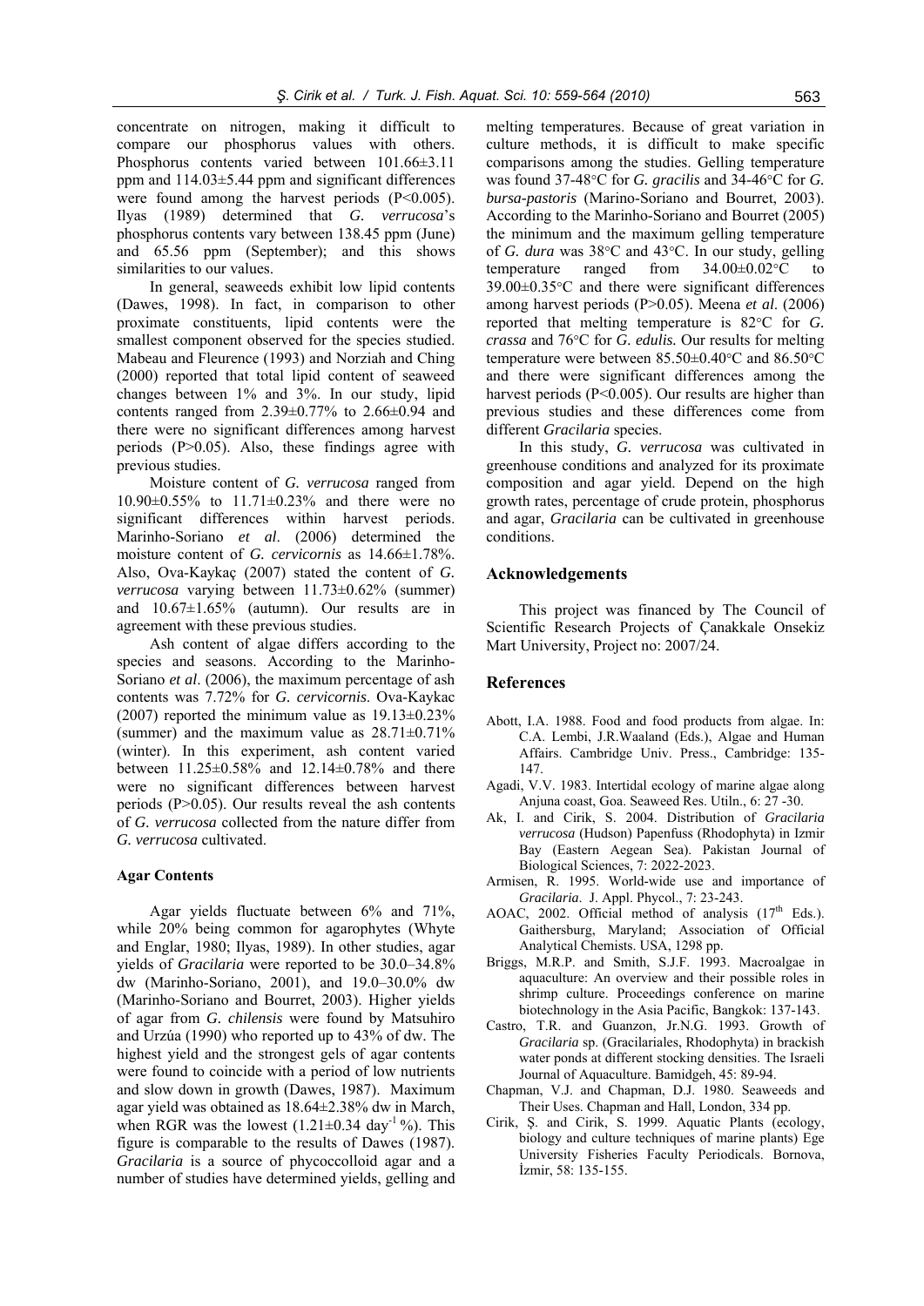concentrate on nitrogen, making it difficult to compare our phosphorus values with others. Phosphorus contents varied between 101.66±3.11 ppm and 114.03±5.44 ppm and significant differences were found among the harvest periods (P<0.005). Ilyas (1989) determined that *G. verrucosa*'s phosphorus contents vary between 138.45 ppm (June) and 65.56 ppm (September); and this shows similarities to our values.

In general, seaweeds exhibit low lipid contents (Dawes, 1998). In fact, in comparison to other proximate constituents, lipid contents were the smallest component observed for the species studied. Mabeau and Fleurence (1993) and Norziah and Ching (2000) reported that total lipid content of seaweed changes between 1% and 3%. In our study, lipid contents ranged from 2.39±0.77% to 2.66±0.94 and there were no significant differences among harvest periods (P>0.05). Also, these findings agree with previous studies.

Moisture content of *G. verrucosa* ranged from 10.90±0.55% to 11.71±0.23% and there were no significant differences within harvest periods. Marinho-Soriano *et al*. (2006) determined the moisture content of *G. cervicornis* as 14.66±1.78%. Also, Ova-Kaykaç (2007) stated the content of *G. verrucosa* varying between 11.73±0.62% (summer) and 10.67±1.65% (autumn). Our results are in agreement with these previous studies.

Ash content of algae differs according to the species and seasons. According to the Marinho-Soriano *et al*. (2006), the maximum percentage of ash contents was 7.72% for *G. cervicornis*. Ova-Kaykac (2007) reported the minimum value as 19.13±0.23% (summer) and the maximum value as 28.71±0.71% (winter). In this experiment, ash content varied between 11.25±0.58% and 12.14±0.78% and there were no significant differences between harvest periods (P>0.05). Our results reveal the ash contents of *G. verrucosa* collected from the nature differ from *G. verrucosa* cultivated.

#### Agar Contents

Agar yields fluctuate between 6% and 71%, while 20% being common for agarophytes (Whyte and Englar, 1980; Ilyas, 1989). In other studies, agar yields of *Gracilaria* were reported to be 30.0–34.8% dw (Marinho-Soriano, 2001), and 19.0–30.0% dw (Marinho-Soriano and Bourret, 2003). Higher yields of agar from *G. chilensis* were found by Matsuhiro and Urzúa (1990) who reported up to 43% of dw. The highest yield and the strongest gels of agar contents were found to coincide with a period of low nutrients and slow down in growth (Dawes, 1987). Maximum agar yield was obtained as 18.64±2.38% dw in March, when RGR was the lowest (1.21±0.34 $day^{-1}$ %). This figure is comparable to the results of Dawes (1987). *Gracilaria* is a source of phycoccolloid agar and a number of studies have determined yields, gelling and melting temperatures. Because of great variation in culture methods, it is difficult to make specific comparisons among the studies. Gelling temperature was found 37-48°C for *G. gracilis* and 34-46°C for *G. bursa-pastoris* (Marino-Soriano and Bourret, 2003). According to the Marinho-Soriano and Bourret (2005) the minimum and the maximum gelling temperature of *G. dura* was 38°C and 43°C. In our study, gelling temperature ranged from 34.00±0.02°C to 39.00±0.35°C and there were significant differences among harvest periods (P>0.05). Meena *et al*. (2006) reported that melting temperature is 82°C for *G. crassa* and 76°C for *G. edulis.* Our results for melting temperature were between 85.50±0.40°C and 86.50°C and there were significant differences among the harvest periods (P<0.005). Our results are higher than previous studies and these differences come from different *Gracilaria* species.

In this study, *G. verrucosa* was cultivated in greenhouse conditions and analyzed for its proximate composition and agar yield. Depend on the high growth rates, percentage of crude protein, phosphorus and agar, *Gracilaria* can be cultivated in greenhouse conditions.

## Acknowledgements

This project was financed by The Council of Scientific Research Projects of Çanakkale Onsekiz Mart University, Project no: 2007/24.

## References

- Abott, I.A. 1988. Food and food products from algae. In: C.A. Lembi, J.R.Waaland (Eds.), Algae and Human Affairs. Cambridge Univ. Press., Cambridge: 135-147.
- Agadi, V.V. 1983. Intertidal ecology of marine algae along Anjuna coast, Goa. Seaweed Res. Utiln., 6: 27 -30.
- Ak, I. and Cirik, S. 2004. Distribution of *Gracilaria verrucosa* (Hudson) Papenfuss (Rhodophyta) in Izmir Bay (Eastern Aegean Sea). Pakistan Journal of Biological Sciences, 7: 2022-2023.
- Armisen, R. 1995. World-wide use and importance of *Gracilaria*. J. Appl. Phycol., 7: 23-243.
- AOAC, 2002. Official method of analysis ($17^{th}$ Eds.). Gaithersburg, Maryland; Association of Official Analytical Chemists. USA, 1298 pp.
- Briggs, M.R.P. and Smith, S.J.F. 1993. Macroalgae in aquaculture: An overview and their possible roles in shrimp culture. Proceedings conference on marine biotechnology in the Asia Pacific, Bangkok: 137-143.
- Castro, T.R. and Guanzon, Jr.N.G. 1993. Growth of *Gracilaria* sp. (Gracilariales, Rhodophyta) in brackish water ponds at different stocking densities. The Israeli Journal of Aquaculture. Bamidgeh, 45: 89-94.
- Chapman, V.J. and Chapman, D.J. 1980. Seaweeds and Their Uses. Chapman and Hall, London, 334 pp.
- Cirik, Ş. and Cirik, S. 1999. Aquatic Plants (ecology, biology and culture techniques of marine plants) Ege University Fisheries Faculty Periodicals. Bornova, İzmir, 58: 135-155.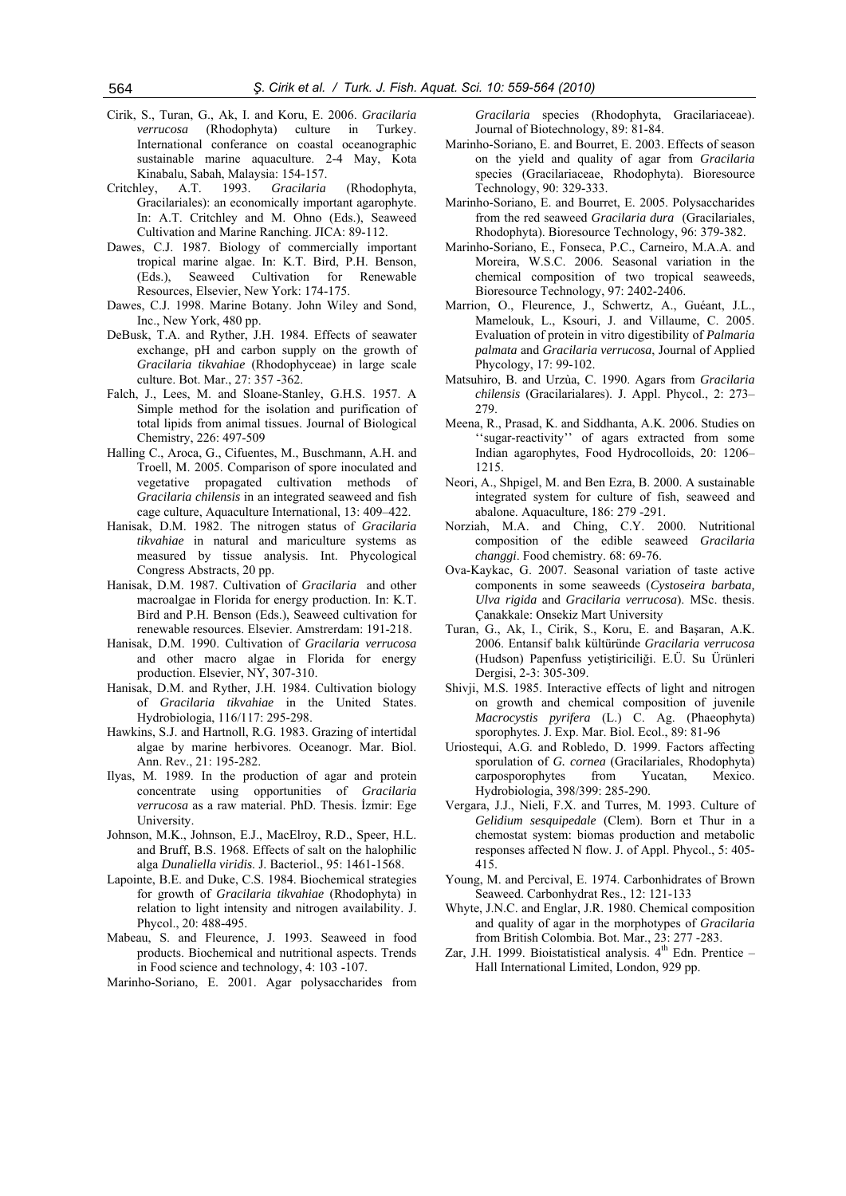Cirik, S., Turan, G., Ak, I. and Koru, E. 2006. *Gracilaria verrucosa* (Rhodophyta) culture in Turkey. International conferance on coastal oceanographic sustainable marine aquaculture. 2-4 May, Kota Kinabalu, Sabah, Malaysia: 154-157.

Critchley, A.T. 1993. *Gracilaria* (Rhodophyta, Gracilariales): an economically important agarophyte. In: A.T. Critchley and M. Ohno (Eds.), Seaweed Cultivation and Marine Ranching. JICA: 89-112.

Dawes, C.J. 1987. Biology of commercially important tropical marine algae. In: K.T. Bird, P.H. Benson, (Eds.), Seaweed Cultivation for Renewable Resources, Elsevier, New York: 174-175.

Dawes, C.J. 1998. Marine Botany. John Wiley and Sond, Inc., New York, 480 pp.

DeBusk, T.A. and Ryther, J.H. 1984. Effects of seawater exchange, pH and carbon supply on the growth of *Gracilaria tikvahiae* (Rhodophyceae) in large scale culture. Bot. Mar., 27: 357 -362.

Falch, J., Lees, M. and Sloane-Stanley, G.H.S. 1957. A Simple method for the isolation and purification of total lipids from animal tissues. Journal of Biological Chemistry, 226: 497-509

Halling C., Aroca, G., Cifuentes, M., Buschmann, A.H. and Troell, M. 2005. Comparison of spore inoculated and vegetative propagated cultivation methods of *Gracilaria chilensis* in an integrated seaweed and fish cage culture, Aquaculture International, 13: 409–422.

Hanisak, D.M. 1982. The nitrogen status of *Gracilaria tikvahiae* in natural and mariculture systems as measured by tissue analysis. Int. Phycological Congress Abstracts, 20 pp.

Hanisak, D.M. 1987. Cultivation of *Gracilaria* and other macroalgae in Florida for energy production. In: K.T. Bird and P.H. Benson (Eds.), Seaweed cultivation for renewable resources. Elsevier. Amstrerdam: 191-218.

Hanisak, D.M. 1990. Cultivation of *Gracilaria verrucosa* and other macro algae in Florida for energy production. Elsevier, NY, 307-310.

Hanisak, D.M. and Ryther, J.H. 1984. Cultivation biology of *Gracilaria tikvahiae* in the United States. Hydrobiologia, 116/117: 295-298.

Hawkins, S.J. and Hartnoll, R.G. 1983. Grazing of intertidal algae by marine herbivores. Oceanogr. Mar. Biol. Ann. Rev., 21: 195-282.

Ilyas, M. 1989. In the production of agar and protein concentrate using opportunities of *Gracilaria verrucosa* as a raw material. PhD. Thesis. İzmir: Ege University.

Johnson, M.K., Johnson, E.J., MacElroy, R.D., Speer, H.L. and Bruff, B.S. 1968. Effects of salt on the halophilic alga *Dunaliella viridis*. J. Bacteriol., 95: 1461-1568.

Lapointe, B.E. and Duke, C.S. 1984. Biochemical strategies for growth of *Gracilaria tikvahiae* (Rhodophyta) in relation to light intensity and nitrogen availability. J. Phycol., 20: 488-495.

Mabeau, S. and Fleurence, J. 1993. Seaweed in food products. Biochemical and nutritional aspects. Trends in Food science and technology, 4: 103 -107.

Marinho-Soriano, E. 2001. Agar polysaccharides from *Gracilaria* species (Rhodophyta, Gracilariaceae). Journal of Biotechnology, 89: 81-84.

Marinho-Soriano, E. and Bourret, E. 2003. Effects of season on the yield and quality of agar from *Gracilaria* species (Gracilariaceae, Rhodophyta). Bioresource Technology, 90: 329-333.

Marinho-Soriano, E. and Bourret, E. 2005. Polysaccharides from the red seaweed *Gracilaria dura* (Gracilariales, Rhodophyta). Bioresource Technology, 96: 379-382.

Marinho-Soriano, E., Fonseca, P.C., Carneiro, M.A.A. and Moreira, W.S.C. 2006. Seasonal variation in the chemical composition of two tropical seaweeds, Bioresource Technology, 97: 2402-2406.

Marrion, O., Fleurence, J., Schwertz, A., Guéant, J.L., Mamelouk, L., Ksouri, J. and Villaume, C. 2005. Evaluation of protein in vitro digestibility of *Palmaria palmata* and *Gracilaria verrucosa*, Journal of Applied Phycology, 17: 99-102.

Matsuhiro, B. and Urzùa, C. 1990. Agars from *Gracilaria chilensis* (Gracilarialares). J. Appl. Phycol., 2: 273–279.

Meena, R., Prasad, K. and Siddhanta, A.K. 2006. Studies on ''sugar-reactivity'' of agars extracted from some Indian agarophytes, Food Hydrocolloids, 20: 1206–1215.

Neori, A., Shpigel, M. and Ben Ezra, B. 2000. A sustainable integrated system for culture of fish, seaweed and abalone. Aquaculture, 186: 279 -291.

Norziah, M.A. and Ching, C.Y. 2000. Nutritional composition of the edible seaweed *Gracilaria changgi*. Food chemistry. 68: 69-76.

Ova-Kaykac, G. 2007. Seasonal variation of taste active components in some seaweeds (*Cystoseira barbata, Ulva rigida* and *Gracilaria verrucosa*). MSc. thesis. Çanakkale: Onsekiz Mart University

Turan, G., Ak, I., Cirik, S., Koru, E. and Başaran, A.K. 2006. Entansif balık kültüründe *Gracilaria verrucosa* (Hudson) Papenfuss yetiştiriciliği. E.Ü. Su Ürünleri Dergisi, 2-3: 305-309.

Shivji, M.S. 1985. Interactive effects of light and nitrogen on growth and chemical composition of juvenile *Macrocystis pyrifera* (L.) C. Ag. (Phaeophyta) sporophytes. J. Exp. Mar. Biol. Ecol., 89: 81-96

Uriostequi, A.G. and Robledo, D. 1999. Factors affecting sporulation of *G. cornea* (Gracilariales, Rhodophyta) carposporophytes from Yucatan, Mexico. Hydrobiologia, 398/399: 285-290.

Vergara, J.J., Nieli, F.X. and Turres, M. 1993. Culture of *Gelidium sesquipedale* (Clem). Born et Thur in a chemostat system: biomas production and metabolic responses affected N flow. J. of Appl. Phycol., 5: 405-415.

Young, M. and Percival, E. 1974. Carbonhidrates of Brown Seaweed. Carbonhydrat Res., 12: 121-133

Whyte, J.N.C. and Englar, J.R. 1980. Chemical composition and quality of agar in the morphotypes of *Gracilaria* from British Colombia. Bot. Mar., 23: 277 -283.

Zar, J.H. 1999. Bioistatistical analysis. 4th Edn. Prentice – Hall International Limited, London, 929 pp.